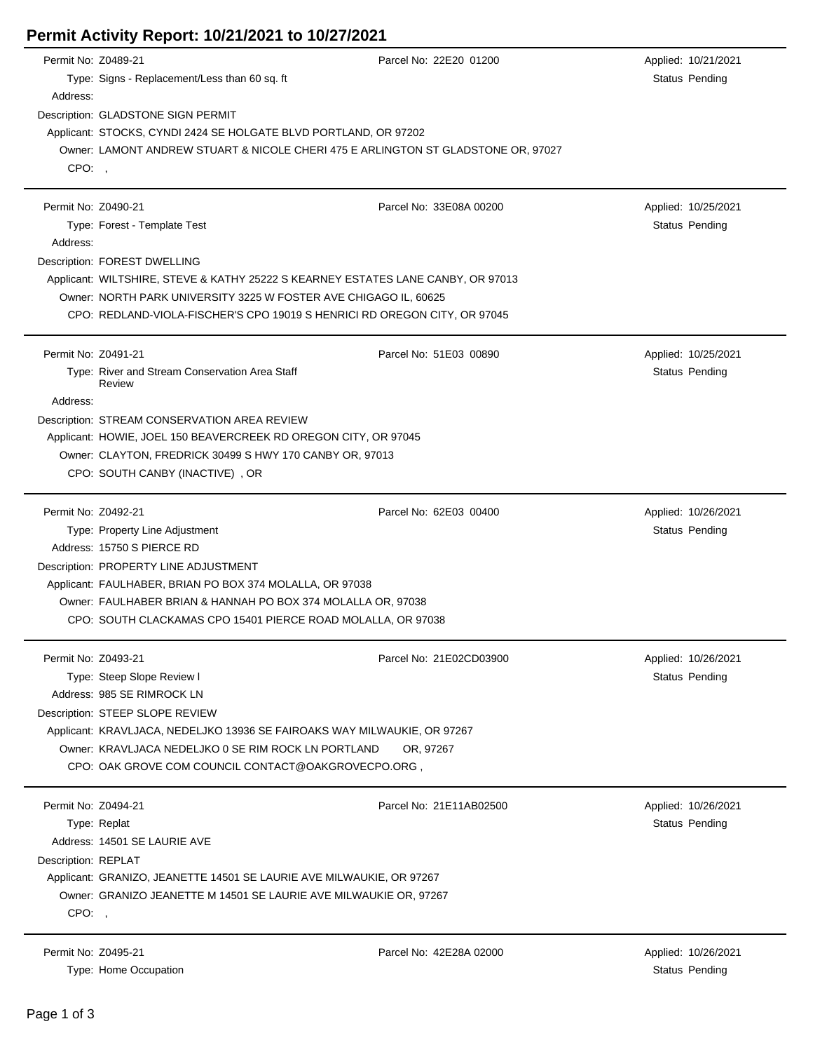# Permit Activity Report: 10/21/2021 to 10/27/2021

Permit No: Z0489-21 | Parcel No: 22E20 01200 | Applied: 10/21/2021
Type: Signs - Replacement/Less than 60 sq. ft | Status Pending
Address:
Description: GLADSTONE SIGN PERMIT
Applicant: STOCKS, CYNDI 2424 SE HOLGATE BLVD PORTLAND, OR 97202
Owner: LAMONT ANDREW STUART & NICOLE CHERI 475 E ARLINGTON ST GLADSTONE OR, 97027
CPO: ,

---

Permit No: Z0490-21 | Parcel No: 33E08A 00200 | Applied: 10/25/2021
Type: Forest - Template Test | Status Pending
Address:
Description: FOREST DWELLING
Applicant: WILTSHIRE, STEVE & KATHY 25222 S KEARNEY ESTATES LANE CANBY, OR 97013
Owner: NORTH PARK UNIVERSITY 3225 W FOSTER AVE CHIGAGO IL, 60625
CPO: REDLAND-VIOLA-FISCHER'S CPO 19019 S HENRICI RD OREGON CITY, OR 97045

---

Permit No: Z0491-21 | Parcel No: 51E03 00890 | Applied: 10/25/2021
Type: River and Stream Conservation Area Staff Review | Status Pending
Address:
Description: STREAM CONSERVATION AREA REVIEW
Applicant: HOWIE, JOEL 150 BEAVERCREEK RD OREGON CITY, OR 97045
Owner: CLAYTON, FREDRICK 30499 S HWY 170 CANBY OR, 97013
CPO: SOUTH CANBY (INACTIVE) , OR

---

Permit No: Z0492-21 | Parcel No: 62E03 00400 | Applied: 10/26/2021
Type: Property Line Adjustment | Status Pending
Address: 15750 S PIERCE RD
Description: PROPERTY LINE ADJUSTMENT
Applicant: FAULHABER, BRIAN PO BOX 374 MOLALLA, OR 97038
Owner: FAULHABER BRIAN & HANNAH PO BOX 374 MOLALLA OR, 97038
CPO: SOUTH CLACKAMAS CPO 15401 PIERCE ROAD MOLALLA, OR 97038

---

Permit No: Z0493-21 | Parcel No: 21E02CD03900 | Applied: 10/26/2021
Type: Steep Slope Review I | Status Pending
Address: 985 SE RIMROCK LN
Description: STEEP SLOPE REVIEW
Applicant: KRAVLJACA, NEDELJKO 13936 SE FAIROAKS WAY MILWAUKIE, OR 97267
Owner: KRAVLJACA NEDELJKO 0 SE RIM ROCK LN PORTLAND OR, 97267
CPO: OAK GROVE COM COUNCIL CONTACT@OAKGROVECPO.ORG ,

---

Permit No: Z0494-21 | Parcel No: 21E11AB02500 | Applied: 10/26/2021
Type: Replat | Status Pending
Address: 14501 SE LAURIE AVE
Description: REPLAT
Applicant: GRANIZO, JEANETTE 14501 SE LAURIE AVE MILWAUKIE, OR 97267
Owner: GRANIZO JEANETTE M 14501 SE LAURIE AVE MILWAUKIE OR, 97267
CPO: ,

---

Permit No: Z0495-21 | Parcel No: 42E28A 02000 | Applied: 10/26/2021
Type: Home Occupation | Status Pending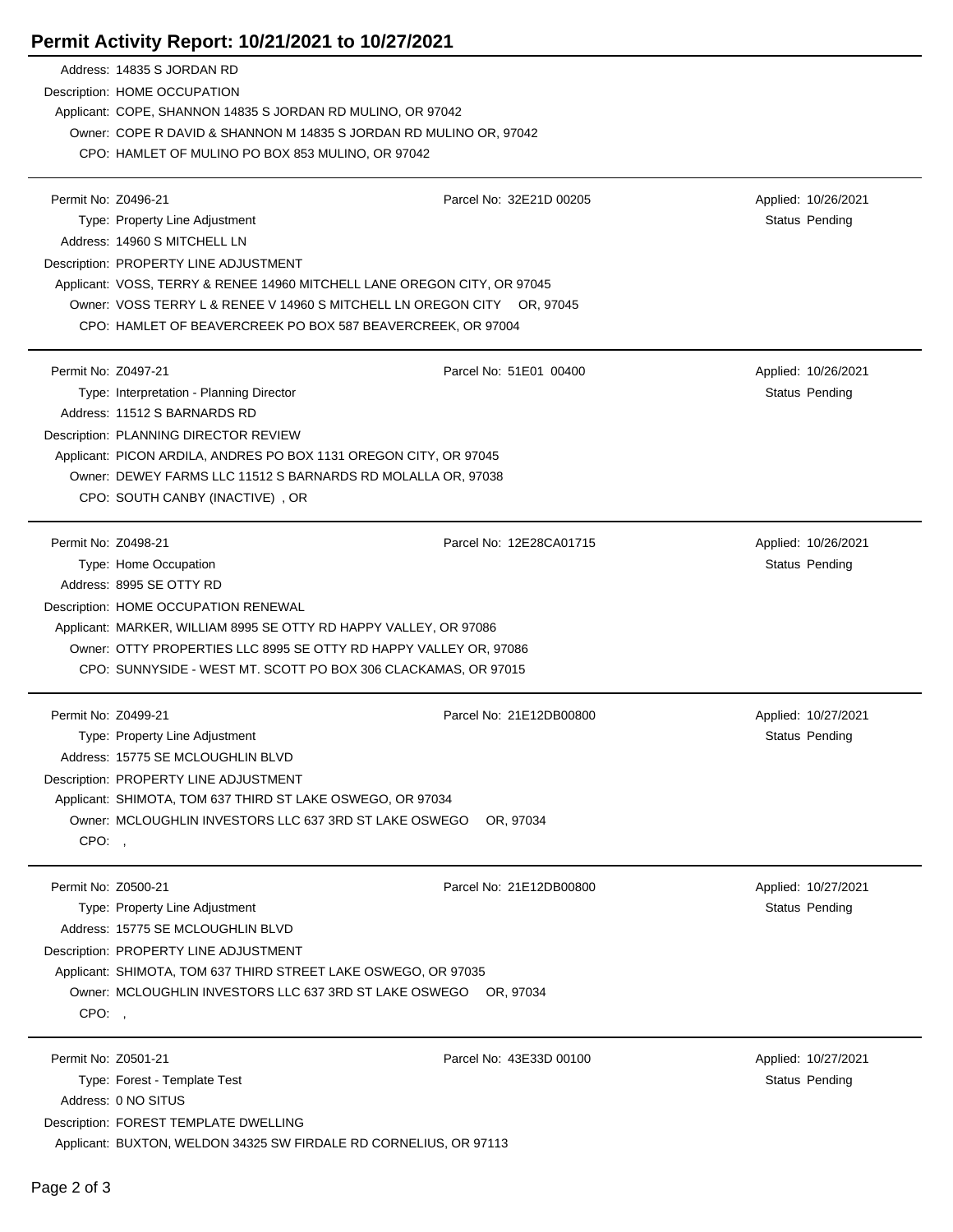# Permit Activity Report: 10/21/2021 to 10/27/2021

Address: 14835 S JORDAN RD
Description: HOME OCCUPATION
Applicant: COPE, SHANNON 14835 S JORDAN RD MULINO, OR 97042
Owner: COPE R DAVID & SHANNON M 14835 S JORDAN RD MULINO OR, 97042
CPO: HAMLET OF MULINO PO BOX 853 MULINO, OR 97042

---

Permit No: Z0496-21 | Parcel No: 32E21D 00205 | Applied: 10/26/2021
Type: Property Line Adjustment | Status Pending
Address: 14960 S MITCHELL LN
Description: PROPERTY LINE ADJUSTMENT
Applicant: VOSS, TERRY & RENEE 14960 MITCHELL LANE OREGON CITY, OR 97045
Owner: VOSS TERRY L & RENEE V 14960 S MITCHELL LN OREGON CITY OR, 97045
CPO: HAMLET OF BEAVERCREEK PO BOX 587 BEAVERCREEK, OR 97004

---

Permit No: Z0497-21 | Parcel No: 51E01 00400 | Applied: 10/26/2021
Type: Interpretation - Planning Director | Status Pending
Address: 11512 S BARNARDS RD
Description: PLANNING DIRECTOR REVIEW
Applicant: PICON ARDILA, ANDRES PO BOX 1131 OREGON CITY, OR 97045
Owner: DEWEY FARMS LLC 11512 S BARNARDS RD MOLALLA OR, 97038
CPO: SOUTH CANBY (INACTIVE) , OR

---

Permit No: Z0498-21 | Parcel No: 12E28CA01715 | Applied: 10/26/2021
Type: Home Occupation | Status Pending
Address: 8995 SE OTTY RD
Description: HOME OCCUPATION RENEWAL
Applicant: MARKER, WILLIAM 8995 SE OTTY RD HAPPY VALLEY, OR 97086
Owner: OTTY PROPERTIES LLC 8995 SE OTTY RD HAPPY VALLEY OR, 97086
CPO: SUNNYSIDE - WEST MT. SCOTT PO BOX 306 CLACKAMAS, OR 97015

---

Permit No: Z0499-21 | Parcel No: 21E12DB00800 | Applied: 10/27/2021
Type: Property Line Adjustment | Status Pending
Address: 15775 SE MCLOUGHLIN BLVD
Description: PROPERTY LINE ADJUSTMENT
Applicant: SHIMOTA, TOM 637 THIRD ST LAKE OSWEGO, OR 97034
Owner: MCLOUGHLIN INVESTORS LLC 637 3RD ST LAKE OSWEGO OR, 97034
CPO: ,

---

Permit No: Z0500-21 | Parcel No: 21E12DB00800 | Applied: 10/27/2021
Type: Property Line Adjustment | Status Pending
Address: 15775 SE MCLOUGHLIN BLVD
Description: PROPERTY LINE ADJUSTMENT
Applicant: SHIMOTA, TOM 637 THIRD STREET LAKE OSWEGO, OR 97035
Owner: MCLOUGHLIN INVESTORS LLC 637 3RD ST LAKE OSWEGO OR, 97034
CPO: ,

---

Permit No: Z0501-21 | Parcel No: 43E33D 00100 | Applied: 10/27/2021
Type: Forest - Template Test | Status Pending
Address: 0 NO SITUS
Description: FOREST TEMPLATE DWELLING
Applicant: BUXTON, WELDON 34325 SW FIRDALE RD CORNELIUS, OR 97113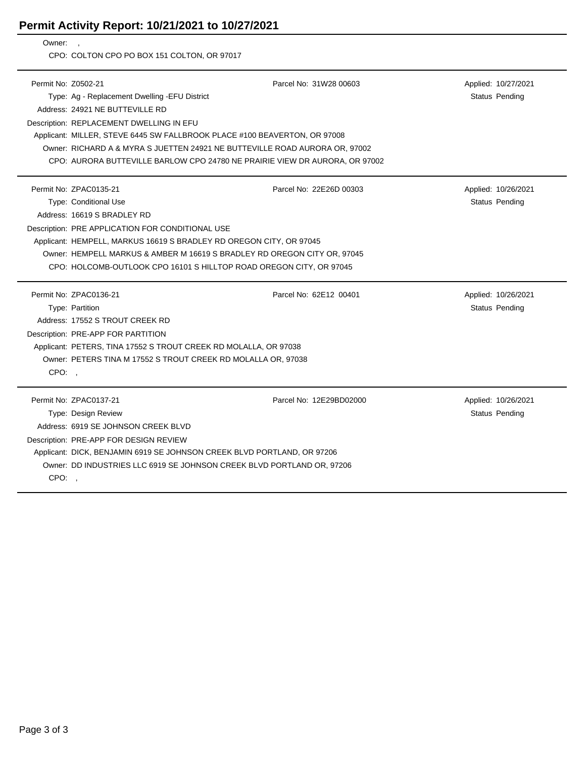# Permit Activity Report: 10/21/2021 to 10/27/2021

Owner: ,

CPO: COLTON CPO PO BOX 151 COLTON, OR 97017

---

Permit No: Z0502-21 | Parcel No: 31W28 00603 | Applied: 10/27/2021

Type: Ag - Replacement Dwelling -EFU District | Status Pending

Address: 24921 NE BUTTEVILLE RD

Description: REPLACEMENT DWELLING IN EFU

Applicant: MILLER, STEVE 6445 SW FALLBROOK PLACE #100 BEAVERTON, OR 97008

Owner: RICHARD A & MYRA S JUETTEN 24921 NE BUTTEVILLE ROAD AURORA OR, 97002

CPO: AURORA BUTTEVILLE BARLOW CPO 24780 NE PRAIRIE VIEW DR AURORA, OR 97002

---

Permit No: ZPAC0135-21 | Parcel No: 22E26D 00303 | Applied: 10/26/2021

Type: Conditional Use | Status Pending

Address: 16619 S BRADLEY RD

Description: PRE APPLICATION FOR CONDITIONAL USE

Applicant: HEMPELL, MARKUS 16619 S BRADLEY RD OREGON CITY, OR 97045

Owner: HEMPELL MARKUS & AMBER M 16619 S BRADLEY RD OREGON CITY OR, 97045

CPO: HOLCOMB-OUTLOOK CPO 16101 S HILLTOP ROAD OREGON CITY, OR 97045

---

Permit No: ZPAC0136-21 | Parcel No: 62E12 00401 | Applied: 10/26/2021

Type: Partition | Status Pending

Address: 17552 S TROUT CREEK RD

Description: PRE-APP FOR PARTITION

Applicant: PETERS, TINA 17552 S TROUT CREEK RD MOLALLA, OR 97038

Owner: PETERS TINA M 17552 S TROUT CREEK RD MOLALLA OR, 97038

CPO: ,

---

Permit No: ZPAC0137-21 | Parcel No: 12E29BD02000 | Applied: 10/26/2021

Type: Design Review | Status Pending

Address: 6919 SE JOHNSON CREEK BLVD

Description: PRE-APP FOR DESIGN REVIEW

Applicant: DICK, BENJAMIN 6919 SE JOHNSON CREEK BLVD PORTLAND, OR 97206

Owner: DD INDUSTRIES LLC 6919 SE JOHNSON CREEK BLVD PORTLAND OR, 97206

CPO: ,